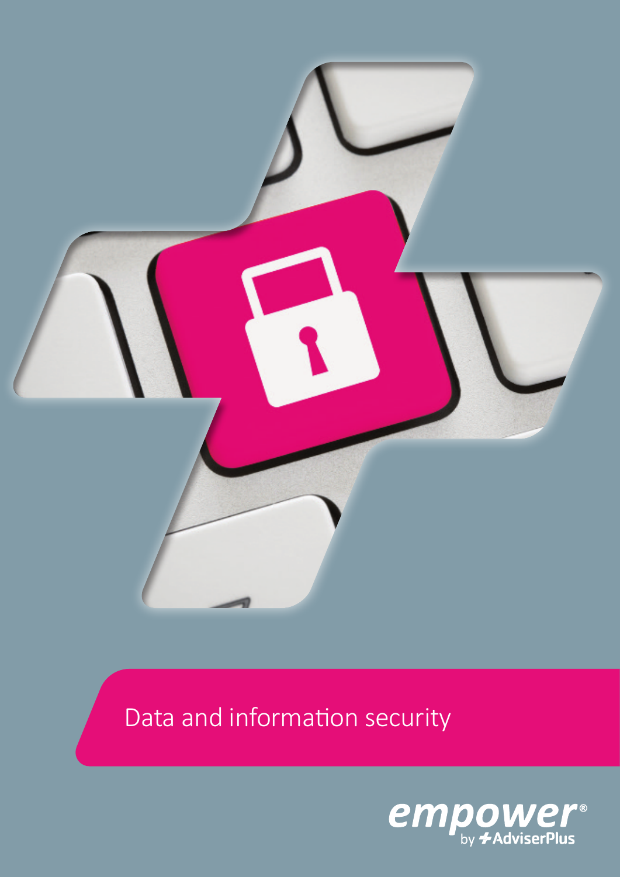# Data and information security

empower® by AdviserPlus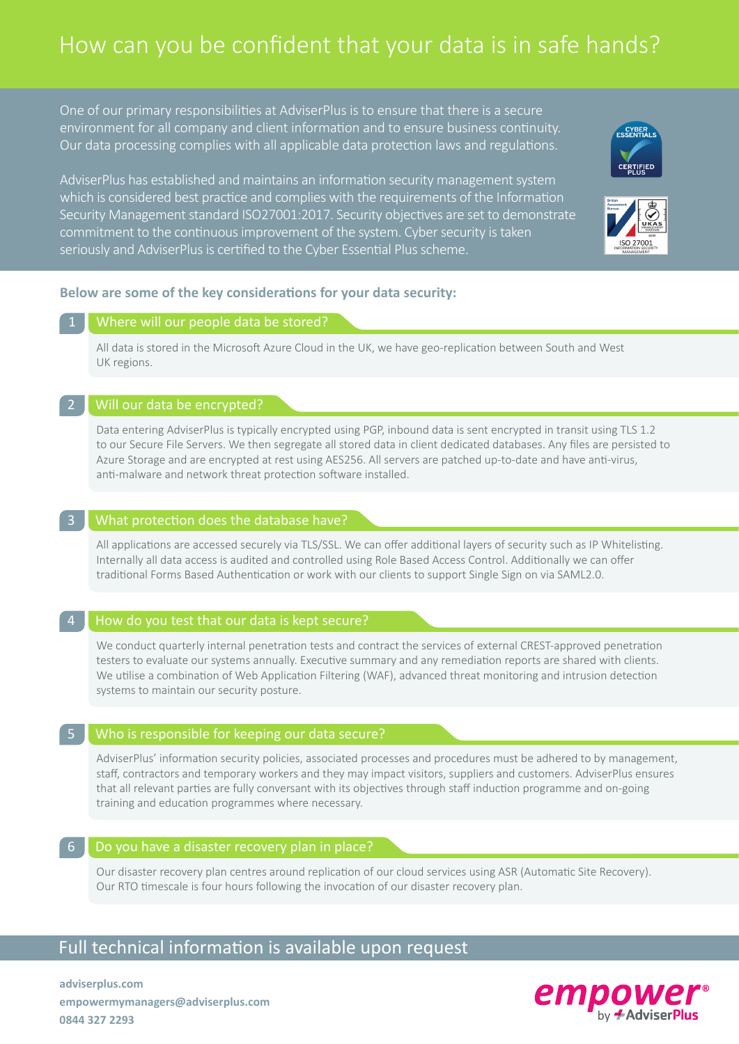# How can you be confident that your data is in safe hands?

One of our primary responsibilities at AdviserPlus is to ensure that there is a secure environment for all company and client information and to ensure business continuity. Our data processing complies with all applicable data protection laws and regulations.

AdviserPlus has established and maintains an information security management system which is considered best practice and complies with the requirements of the Information Security Management standard ISO27001:2017. Security objectives are set to demonstrate commitment to the continuous improvement of the system. Cyber security is taken seriously and AdviserPlus is certified to the Cyber Essential Plus scheme.

**Below are some of the key considerations for your data security:**

## 1 Where will our people data be stored?

All data is stored in the Microsoft Azure Cloud in the UK, we have geo-replication between South and West UK regions.

## 2 Will our data be encrypted?

Data entering AdviserPlus is typically encrypted using PGP, inbound data is sent encrypted in transit using TLS 1.2 to our Secure File Servers. We then segregate all stored data in client dedicated databases. Any files are persisted to Azure Storage and are encrypted at rest using AES256. All servers are patched up-to-date and have anti-virus, anti-malware and network threat protection software installed.

## 3 What protection does the database have?

All applications are accessed securely via TLS/SSL. We can offer additional layers of security such as IP Whitelisting. Internally all data access is audited and controlled using Role Based Access Control. Additionally we can offer traditional Forms Based Authentication or work with our clients to support Single Sign on via SAML2.0.

## 4 How do you test that our data is kept secure?

We conduct quarterly internal penetration tests and contract the services of external CREST-approved penetration testers to evaluate our systems annually. Executive summary and any remediation reports are shared with clients. We utilise a combination of Web Application Filtering (WAF), advanced threat monitoring and intrusion detection systems to maintain our security posture.

## 5 Who is responsible for keeping our data secure?

AdviserPlus' information security policies, associated processes and procedures must be adhered to by management, staff, contractors and temporary workers and they may impact visitors, suppliers and customers. AdviserPlus ensures that all relevant parties are fully conversant with its objectives through staff induction programme and on-going training and education programmes where necessary.

## 6 Do you have a disaster recovery plan in place?

Our disaster recovery plan centres around replication of our cloud services using ASR (Automatic Site Recovery). Our RTO timescale is four hours following the invocation of our disaster recovery plan.

## Full technical information is available upon request

**adviserplus.com**
**empowermymanagers@adviserplus.com**
**0844 327 2293**

empower® by AdviserPlus